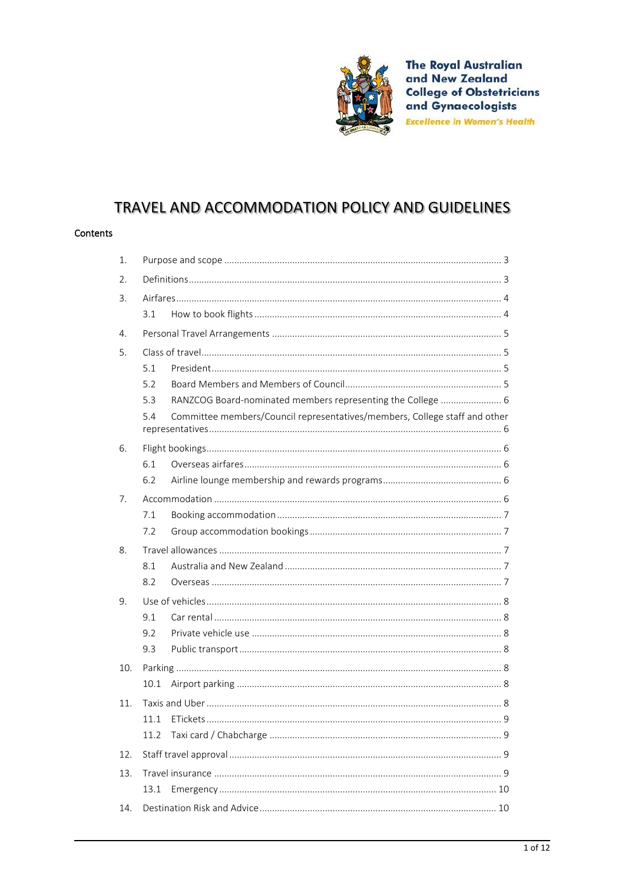The Royal Australian and New Zealand College of Obstetricians and Gynaecologists

*Excellence in Women's Health*

# TRAVEL AND ACCOMMODATION POLICY AND GUIDELINES

## Contents

1. Purpose and scope ... 3
2. Definitions ... 3
3. Airfares ... 4
   - 3.1 How to book flights ... 4
4. Personal Travel Arrangements ... 5
5. Class of travel ... 5
   - 5.1 President ... 5
   - 5.2 Board Members and Members of Council ... 5
   - 5.3 RANZCOG Board-nominated members representing the College ... 6
   - 5.4 Committee members/Council representatives/members, College staff and other representatives ... 6
6. Flight bookings ... 6
   - 6.1 Overseas airfares ... 6
   - 6.2 Airline lounge membership and rewards programs ... 6
7. Accommodation ... 6
   - 7.1 Booking accommodation ... 7
   - 7.2 Group accommodation bookings ... 7
8. Travel allowances ... 7
   - 8.1 Australia and New Zealand ... 7
   - 8.2 Overseas ... 7
9. Use of vehicles ... 8
   - 9.1 Car rental ... 8
   - 9.2 Private vehicle use ... 8
   - 9.3 Public transport ... 8
10. Parking ... 8
    - 10.1 Airport parking ... 8
11. Taxis and Uber ... 8
    - 11.1 ETickets ... 9
    - 11.2 Taxi card / Chabcharge ... 9
12. Staff travel approval ... 9
13. Travel insurance ... 9
    - 13.1 Emergency ... 10
14. Destination Risk and Advice ... 10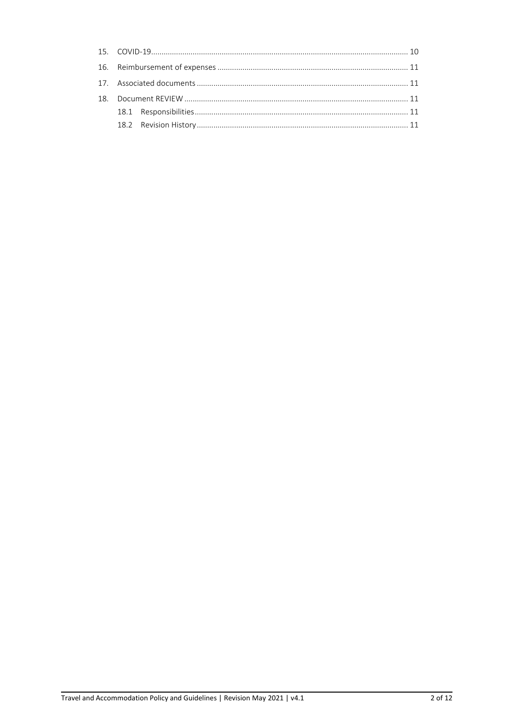15. COVID-19 ........................................................................................................................ 10
16. Reimbursement of expenses .......................................................................................... 11
17. Associated documents .................................................................................................... 11
18. Document REVIEW .......................................................................................................... 11
    18.1 Responsibilities ...................................................................................................... 11
    18.2 Revision History ..................................................................................................... 11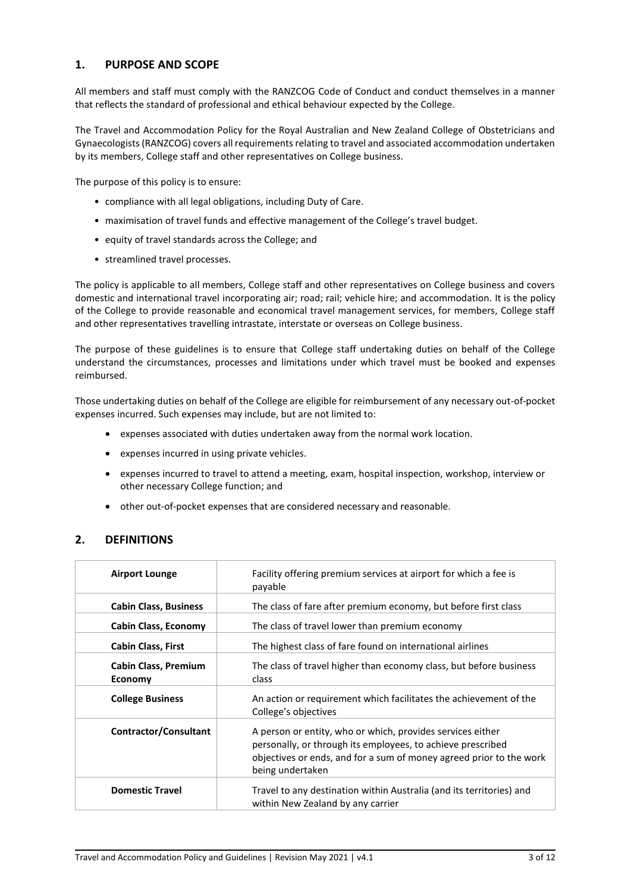## 1. PURPOSE AND SCOPE

All members and staff must comply with the RANZCOG Code of Conduct and conduct themselves in a manner that reflects the standard of professional and ethical behaviour expected by the College.

The Travel and Accommodation Policy for the Royal Australian and New Zealand College of Obstetricians and Gynaecologists (RANZCOG) covers all requirements relating to travel and associated accommodation undertaken by its members, College staff and other representatives on College business.

The purpose of this policy is to ensure:

- compliance with all legal obligations, including Duty of Care.
- maximisation of travel funds and effective management of the College's travel budget.
- equity of travel standards across the College; and
- streamlined travel processes.

The policy is applicable to all members, College staff and other representatives on College business and covers domestic and international travel incorporating air; road; rail; vehicle hire; and accommodation. It is the policy of the College to provide reasonable and economical travel management services, for members, College staff and other representatives travelling intrastate, interstate or overseas on College business.

The purpose of these guidelines is to ensure that College staff undertaking duties on behalf of the College understand the circumstances, processes and limitations under which travel must be booked and expenses reimbursed.

Those undertaking duties on behalf of the College are eligible for reimbursement of any necessary out-of-pocket expenses incurred. Such expenses may include, but are not limited to:

- expenses associated with duties undertaken away from the normal work location.
- expenses incurred in using private vehicles.
- expenses incurred to travel to attend a meeting, exam, hospital inspection, workshop, interview or other necessary College function; and
- other out-of-pocket expenses that are considered necessary and reasonable.

## 2. DEFINITIONS

| Term | Definition |
| --- | --- |
| **Airport Lounge** | Facility offering premium services at airport for which a fee is payable |
| **Cabin Class, Business** | The class of fare after premium economy, but before first class |
| **Cabin Class, Economy** | The class of travel lower than premium economy |
| **Cabin Class, First** | The highest class of fare found on international airlines |
| **Cabin Class, Premium Economy** | The class of travel higher than economy class, but before business class |
| **College Business** | An action or requirement which facilitates the achievement of the College's objectives |
| **Contractor/Consultant** | A person or entity, who or which, provides services either personally, or through its employees, to achieve prescribed objectives or ends, and for a sum of money agreed prior to the work being undertaken |
| **Domestic Travel** | Travel to any destination within Australia (and its territories) and within New Zealand by any carrier |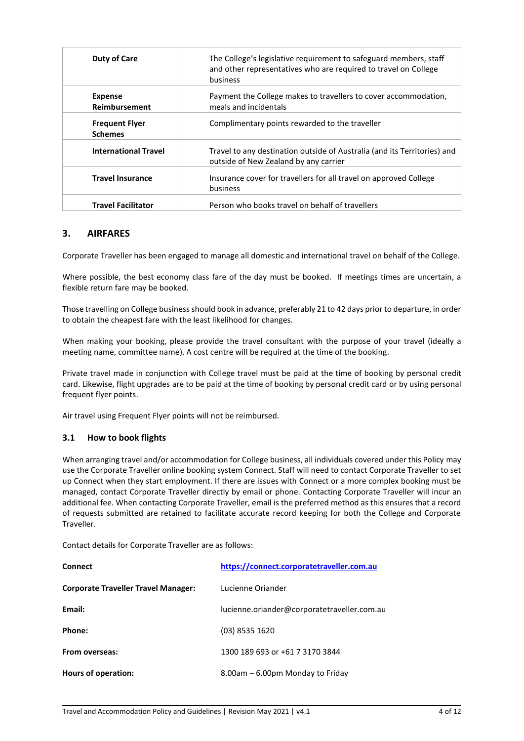| | |
|---|---|
| **Duty of Care** | The College's legislative requirement to safeguard members, staff and other representatives who are required to travel on College business |
| **Expense Reimbursement** | Payment the College makes to travellers to cover accommodation, meals and incidentals |
| **Frequent Flyer Schemes** | Complimentary points rewarded to the traveller |
| **International Travel** | Travel to any destination outside of Australia (and its Territories) and outside of New Zealand by any carrier |
| **Travel Insurance** | Insurance cover for travellers for all travel on approved College business |
| **Travel Facilitator** | Person who books travel on behalf of travellers |

## 3. AIRFARES

Corporate Traveller has been engaged to manage all domestic and international travel on behalf of the College.

Where possible, the best economy class fare of the day must be booked. If meetings times are uncertain, a flexible return fare may be booked.

Those travelling on College business should book in advance, preferably 21 to 42 days prior to departure, in order to obtain the cheapest fare with the least likelihood for changes.

When making your booking, please provide the travel consultant with the purpose of your travel (ideally a meeting name, committee name). A cost centre will be required at the time of the booking.

Private travel made in conjunction with College travel must be paid at the time of booking by personal credit card. Likewise, flight upgrades are to be paid at the time of booking by personal credit card or by using personal frequent flyer points.

Air travel using Frequent Flyer points will not be reimbursed.

### 3.1 How to book flights

When arranging travel and/or accommodation for College business, all individuals covered under this Policy may use the Corporate Traveller online booking system Connect. Staff will need to contact Corporate Traveller to set up Connect when they start employment. If there are issues with Connect or a more complex booking must be managed, contact Corporate Traveller directly by email or phone. Contacting Corporate Traveller will incur an additional fee. When contacting Corporate Traveller, email is the preferred method as this ensures that a record of requests submitted are retained to facilitate accurate record keeping for both the College and Corporate Traveller.

Contact details for Corporate Traveller are as follows:

| | |
|---|---|
| **Connect** | https://connect.corporatetraveller.com.au |
| **Corporate Traveller Travel Manager:** | Lucienne Oriander |
| **Email:** | lucienne.oriander@corporatetraveller.com.au |
| **Phone:** | (03) 8535 1620 |
| **From overseas:** | 1300 189 693 or +61 7 3170 3844 |
| **Hours of operation:** | 8.00am – 6.00pm Monday to Friday |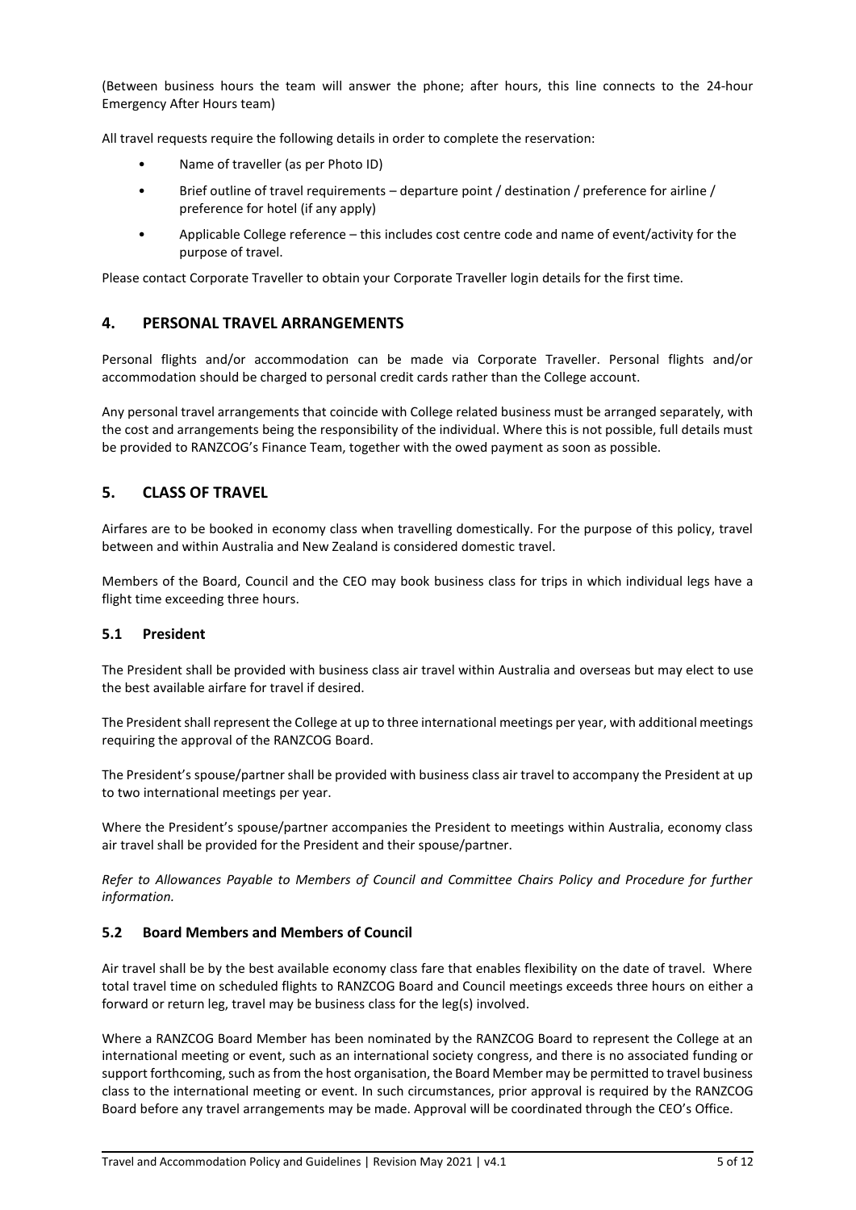(Between business hours the team will answer the phone; after hours, this line connects to the 24-hour Emergency After Hours team)

All travel requests require the following details in order to complete the reservation:

- Name of traveller (as per Photo ID)
- Brief outline of travel requirements – departure point / destination / preference for airline / preference for hotel (if any apply)
- Applicable College reference – this includes cost centre code and name of event/activity for the purpose of travel.

Please contact Corporate Traveller to obtain your Corporate Traveller login details for the first time.

## 4. PERSONAL TRAVEL ARRANGEMENTS

Personal flights and/or accommodation can be made via Corporate Traveller. Personal flights and/or accommodation should be charged to personal credit cards rather than the College account.

Any personal travel arrangements that coincide with College related business must be arranged separately, with the cost and arrangements being the responsibility of the individual. Where this is not possible, full details must be provided to RANZCOG's Finance Team, together with the owed payment as soon as possible.

## 5. CLASS OF TRAVEL

Airfares are to be booked in economy class when travelling domestically. For the purpose of this policy, travel between and within Australia and New Zealand is considered domestic travel.

Members of the Board, Council and the CEO may book business class for trips in which individual legs have a flight time exceeding three hours.

### 5.1 President

The President shall be provided with business class air travel within Australia and overseas but may elect to use the best available airfare for travel if desired.

The President shall represent the College at up to three international meetings per year, with additional meetings requiring the approval of the RANZCOG Board.

The President's spouse/partner shall be provided with business class air travel to accompany the President at up to two international meetings per year.

Where the President's spouse/partner accompanies the President to meetings within Australia, economy class air travel shall be provided for the President and their spouse/partner.

*Refer to Allowances Payable to Members of Council and Committee Chairs Policy and Procedure for further information.*

### 5.2 Board Members and Members of Council

Air travel shall be by the best available economy class fare that enables flexibility on the date of travel. Where total travel time on scheduled flights to RANZCOG Board and Council meetings exceeds three hours on either a forward or return leg, travel may be business class for the leg(s) involved.

Where a RANZCOG Board Member has been nominated by the RANZCOG Board to represent the College at an international meeting or event, such as an international society congress, and there is no associated funding or support forthcoming, such as from the host organisation, the Board Member may be permitted to travel business class to the international meeting or event. In such circumstances, prior approval is required by the RANZCOG Board before any travel arrangements may be made. Approval will be coordinated through the CEO's Office.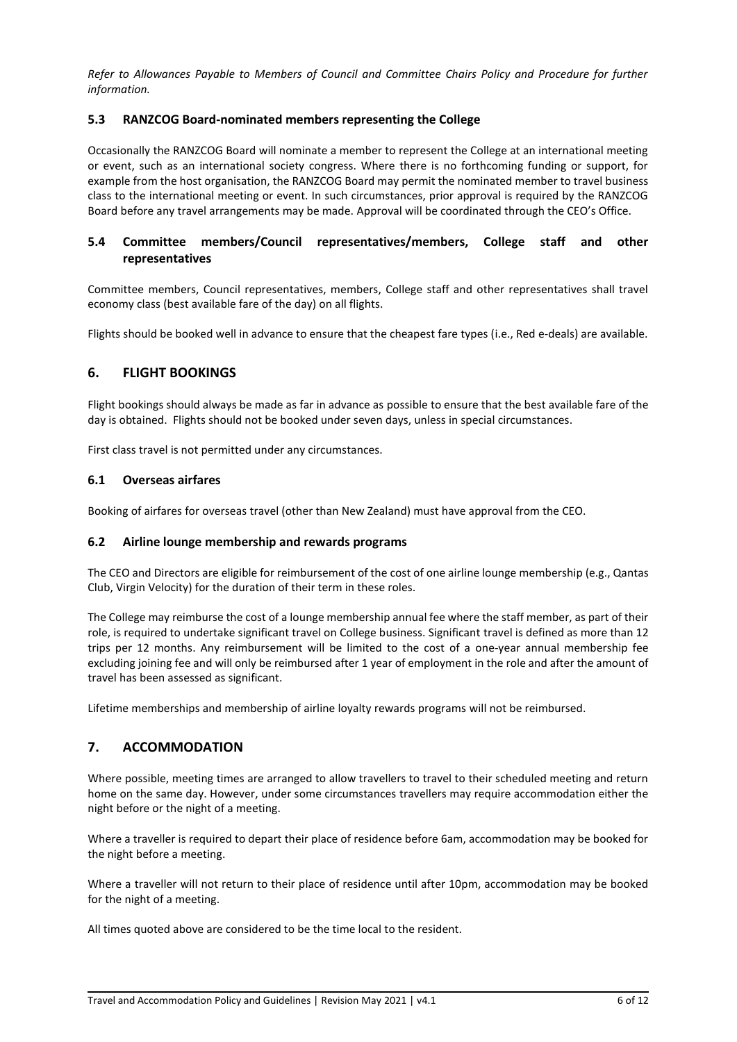*Refer to Allowances Payable to Members of Council and Committee Chairs Policy and Procedure for further information.*

### 5.3 RANZCOG Board-nominated members representing the College

Occasionally the RANZCOG Board will nominate a member to represent the College at an international meeting or event, such as an international society congress. Where there is no forthcoming funding or support, for example from the host organisation, the RANZCOG Board may permit the nominated member to travel business class to the international meeting or event. In such circumstances, prior approval is required by the RANZCOG Board before any travel arrangements may be made. Approval will be coordinated through the CEO's Office.

### 5.4 Committee members/Council representatives/members, College staff and other representatives

Committee members, Council representatives, members, College staff and other representatives shall travel economy class (best available fare of the day) on all flights.

Flights should be booked well in advance to ensure that the cheapest fare types (i.e., Red e-deals) are available.

## 6. FLIGHT BOOKINGS

Flight bookings should always be made as far in advance as possible to ensure that the best available fare of the day is obtained. Flights should not be booked under seven days, unless in special circumstances.

First class travel is not permitted under any circumstances.

### 6.1 Overseas airfares

Booking of airfares for overseas travel (other than New Zealand) must have approval from the CEO.

### 6.2 Airline lounge membership and rewards programs

The CEO and Directors are eligible for reimbursement of the cost of one airline lounge membership (e.g., Qantas Club, Virgin Velocity) for the duration of their term in these roles.

The College may reimburse the cost of a lounge membership annual fee where the staff member, as part of their role, is required to undertake significant travel on College business. Significant travel is defined as more than 12 trips per 12 months. Any reimbursement will be limited to the cost of a one-year annual membership fee excluding joining fee and will only be reimbursed after 1 year of employment in the role and after the amount of travel has been assessed as significant.

Lifetime memberships and membership of airline loyalty rewards programs will not be reimbursed.

## 7. ACCOMMODATION

Where possible, meeting times are arranged to allow travellers to travel to their scheduled meeting and return home on the same day. However, under some circumstances travellers may require accommodation either the night before or the night of a meeting.

Where a traveller is required to depart their place of residence before 6am, accommodation may be booked for the night before a meeting.

Where a traveller will not return to their place of residence until after 10pm, accommodation may be booked for the night of a meeting.

All times quoted above are considered to be the time local to the resident.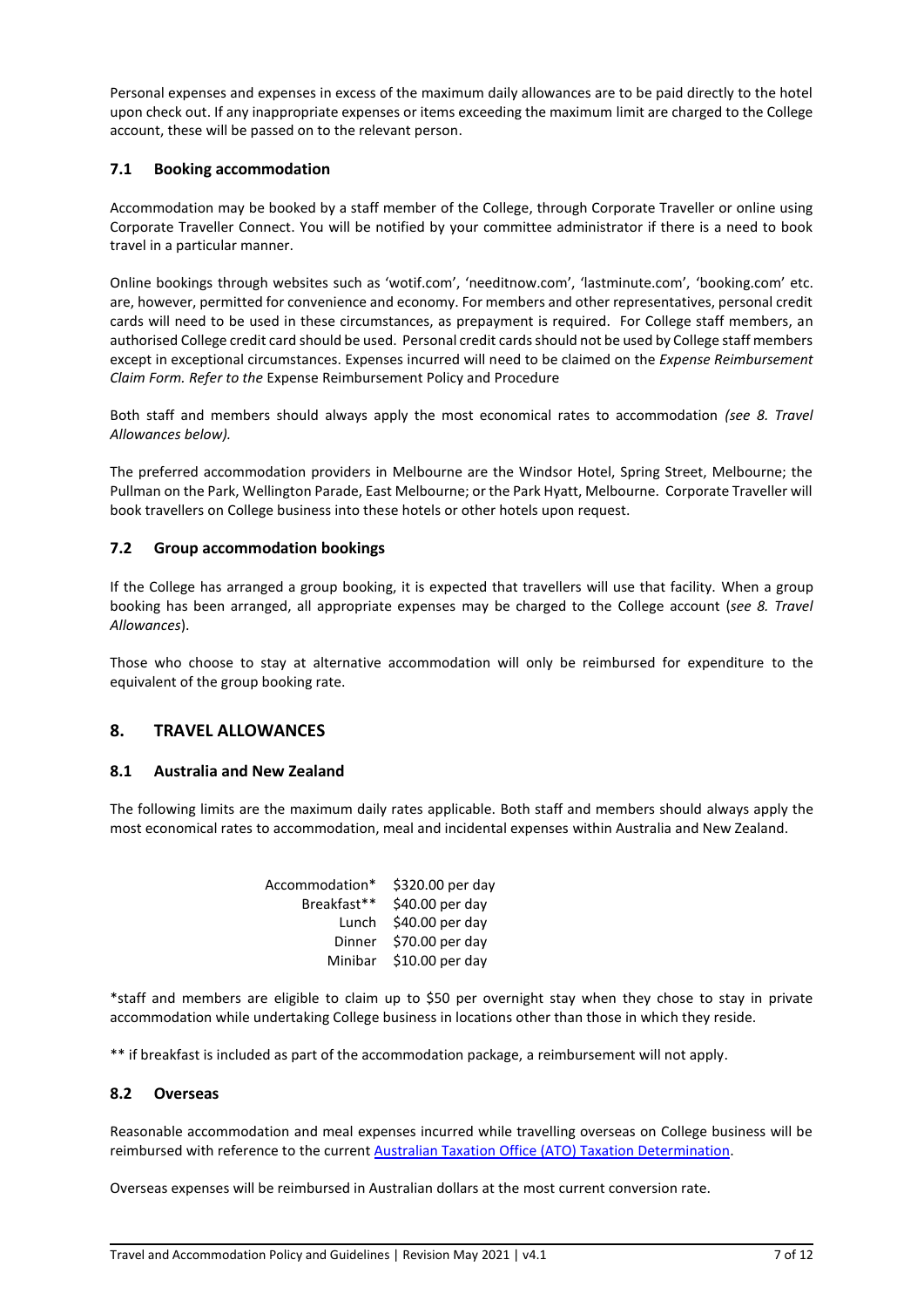Personal expenses and expenses in excess of the maximum daily allowances are to be paid directly to the hotel upon check out. If any inappropriate expenses or items exceeding the maximum limit are charged to the College account, these will be passed on to the relevant person.

### 7.1 Booking accommodation

Accommodation may be booked by a staff member of the College, through Corporate Traveller or online using Corporate Traveller Connect. You will be notified by your committee administrator if there is a need to book travel in a particular manner.

Online bookings through websites such as 'wotif.com', 'needitnow.com', 'lastminute.com', 'booking.com' etc. are, however, permitted for convenience and economy. For members and other representatives, personal credit cards will need to be used in these circumstances, as prepayment is required. For College staff members, an authorised College credit card should be used. Personal credit cards should not be used by College staff members except in exceptional circumstances. Expenses incurred will need to be claimed on the *Expense Reimbursement Claim Form. Refer to the* Expense Reimbursement Policy and Procedure

Both staff and members should always apply the most economical rates to accommodation *(see 8. Travel Allowances below).*

The preferred accommodation providers in Melbourne are the Windsor Hotel, Spring Street, Melbourne; the Pullman on the Park, Wellington Parade, East Melbourne; or the Park Hyatt, Melbourne. Corporate Traveller will book travellers on College business into these hotels or other hotels upon request.

### 7.2 Group accommodation bookings

If the College has arranged a group booking, it is expected that travellers will use that facility. When a group booking has been arranged, all appropriate expenses may be charged to the College account (*see 8. Travel Allowances*).

Those who choose to stay at alternative accommodation will only be reimbursed for expenditure to the equivalent of the group booking rate.

## 8. TRAVEL ALLOWANCES

### 8.1 Australia and New Zealand

The following limits are the maximum daily rates applicable. Both staff and members should always apply the most economical rates to accommodation, meal and incidental expenses within Australia and New Zealand.

| | |
|---|---|
| Accommodation* | $320.00 per day |
| Breakfast** | $40.00 per day |
| Lunch | $40.00 per day |
| Dinner | $70.00 per day |
| Minibar | $10.00 per day |

*staff and members are eligible to claim up to $50 per overnight stay when they chose to stay in private accommodation while undertaking College business in locations other than those in which they reside.

** if breakfast is included as part of the accommodation package, a reimbursement will not apply.

### 8.2 Overseas

Reasonable accommodation and meal expenses incurred while travelling overseas on College business will be reimbursed with reference to the current Australian Taxation Office (ATO) Taxation Determination.

Overseas expenses will be reimbursed in Australian dollars at the most current conversion rate.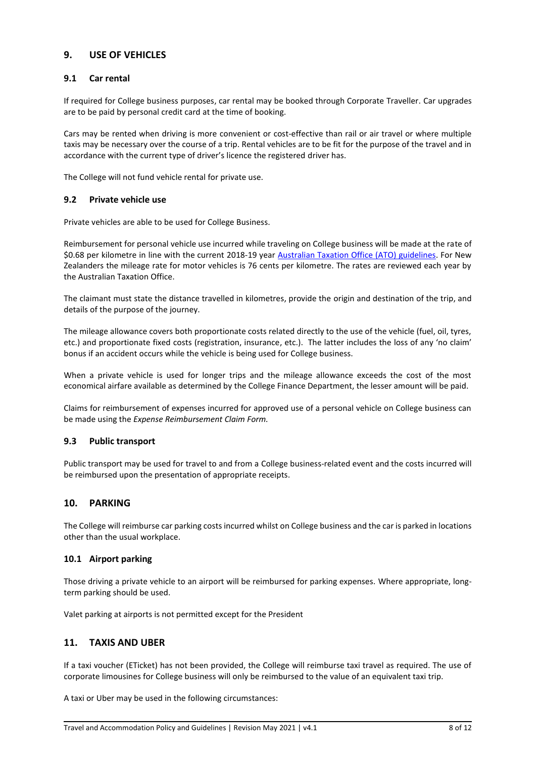## 9. USE OF VEHICLES

### 9.1 Car rental

If required for College business purposes, car rental may be booked through Corporate Traveller. Car upgrades are to be paid by personal credit card at the time of booking.

Cars may be rented when driving is more convenient or cost-effective than rail or air travel or where multiple taxis may be necessary over the course of a trip. Rental vehicles are to be fit for the purpose of the travel and in accordance with the current type of driver's licence the registered driver has.

The College will not fund vehicle rental for private use.

### 9.2 Private vehicle use

Private vehicles are able to be used for College Business.

Reimbursement for personal vehicle use incurred while traveling on College business will be made at the rate of $0.68 per kilometre in line with the current 2018-19 year Australian Taxation Office (ATO) guidelines. For New Zealanders the mileage rate for motor vehicles is 76 cents per kilometre. The rates are reviewed each year by the Australian Taxation Office.

The claimant must state the distance travelled in kilometres, provide the origin and destination of the trip, and details of the purpose of the journey.

The mileage allowance covers both proportionate costs related directly to the use of the vehicle (fuel, oil, tyres, etc.) and proportionate fixed costs (registration, insurance, etc.). The latter includes the loss of any 'no claim' bonus if an accident occurs while the vehicle is being used for College business.

When a private vehicle is used for longer trips and the mileage allowance exceeds the cost of the most economical airfare available as determined by the College Finance Department, the lesser amount will be paid.

Claims for reimbursement of expenses incurred for approved use of a personal vehicle on College business can be made using the *Expense Reimbursement Claim Form.*

### 9.3 Public transport

Public transport may be used for travel to and from a College business-related event and the costs incurred will be reimbursed upon the presentation of appropriate receipts.

## 10. PARKING

The College will reimburse car parking costs incurred whilst on College business and the car is parked in locations other than the usual workplace.

### 10.1 Airport parking

Those driving a private vehicle to an airport will be reimbursed for parking expenses. Where appropriate, long-term parking should be used.

Valet parking at airports is not permitted except for the President

## 11. TAXIS AND UBER

If a taxi voucher (ETicket) has not been provided, the College will reimburse taxi travel as required. The use of corporate limousines for College business will only be reimbursed to the value of an equivalent taxi trip.

A taxi or Uber may be used in the following circumstances: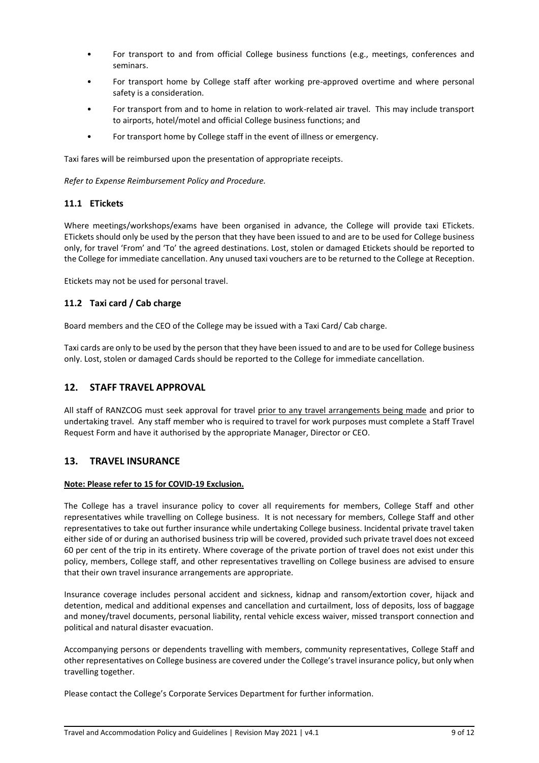- For transport to and from official College business functions (e.g., meetings, conferences and seminars.
- For transport home by College staff after working pre-approved overtime and where personal safety is a consideration.
- For transport from and to home in relation to work-related air travel. This may include transport to airports, hotel/motel and official College business functions; and
- For transport home by College staff in the event of illness or emergency.

Taxi fares will be reimbursed upon the presentation of appropriate receipts.

*Refer to Expense Reimbursement Policy and Procedure.*

### 11.1 ETickets

Where meetings/workshops/exams have been organised in advance, the College will provide taxi ETickets. ETickets should only be used by the person that they have been issued to and are to be used for College business only, for travel 'From' and 'To' the agreed destinations. Lost, stolen or damaged Etickets should be reported to the College for immediate cancellation. Any unused taxi vouchers are to be returned to the College at Reception.

Etickets may not be used for personal travel.

### 11.2 Taxi card / Cab charge

Board members and the CEO of the College may be issued with a Taxi Card/ Cab charge.

Taxi cards are only to be used by the person that they have been issued to and are to be used for College business only. Lost, stolen or damaged Cards should be reported to the College for immediate cancellation.

## 12. STAFF TRAVEL APPROVAL

All staff of RANZCOG must seek approval for travel prior to any travel arrangements being made and prior to undertaking travel. Any staff member who is required to travel for work purposes must complete a Staff Travel Request Form and have it authorised by the appropriate Manager, Director or CEO.

## 13. TRAVEL INSURANCE

**Note: Please refer to 15 for COVID-19 Exclusion.**

The College has a travel insurance policy to cover all requirements for members, College Staff and other representatives while travelling on College business. It is not necessary for members, College Staff and other representatives to take out further insurance while undertaking College business. Incidental private travel taken either side of or during an authorised business trip will be covered, provided such private travel does not exceed 60 per cent of the trip in its entirety. Where coverage of the private portion of travel does not exist under this policy, members, College staff, and other representatives travelling on College business are advised to ensure that their own travel insurance arrangements are appropriate.

Insurance coverage includes personal accident and sickness, kidnap and ransom/extortion cover, hijack and detention, medical and additional expenses and cancellation and curtailment, loss of deposits, loss of baggage and money/travel documents, personal liability, rental vehicle excess waiver, missed transport connection and political and natural disaster evacuation.

Accompanying persons or dependents travelling with members, community representatives, College Staff and other representatives on College business are covered under the College's travel insurance policy, but only when travelling together.

Please contact the College's Corporate Services Department for further information.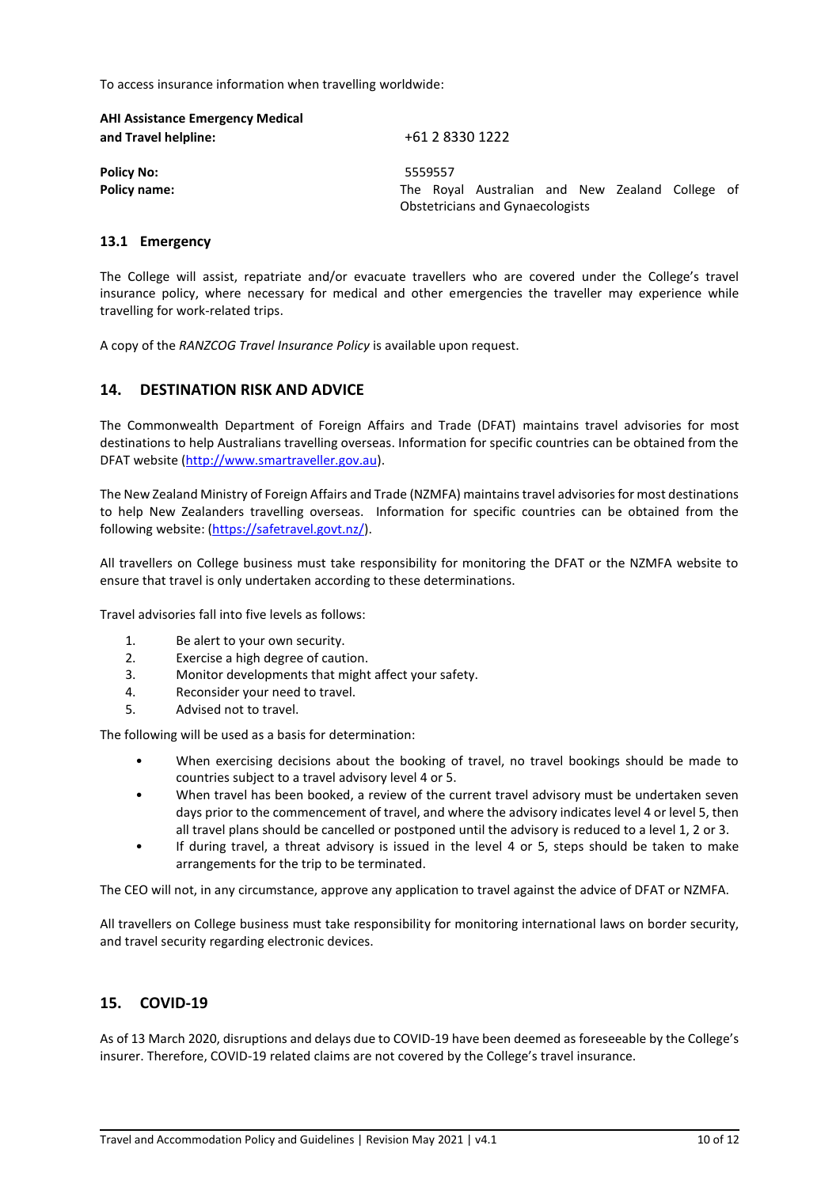To access insurance information when travelling worldwide:

| | |
|---|---|
| **AHI Assistance Emergency Medical and Travel helpline:** | +61 2 8330 1222 |
| **Policy No:** | 5559557 |
| **Policy name:** | The Royal Australian and New Zealand College of Obstetricians and Gynaecologists |

### 13.1 Emergency

The College will assist, repatriate and/or evacuate travellers who are covered under the College's travel insurance policy, where necessary for medical and other emergencies the traveller may experience while travelling for work-related trips.

A copy of the *RANZCOG Travel Insurance Policy* is available upon request.

## 14. DESTINATION RISK AND ADVICE

The Commonwealth Department of Foreign Affairs and Trade (DFAT) maintains travel advisories for most destinations to help Australians travelling overseas. Information for specific countries can be obtained from the DFAT website (http://www.smartraveller.gov.au).

The New Zealand Ministry of Foreign Affairs and Trade (NZMFA) maintains travel advisories for most destinations to help New Zealanders travelling overseas. Information for specific countries can be obtained from the following website: (https://safetravel.govt.nz/).

All travellers on College business must take responsibility for monitoring the DFAT or the NZMFA website to ensure that travel is only undertaken according to these determinations.

Travel advisories fall into five levels as follows:

1. Be alert to your own security.
2. Exercise a high degree of caution.
3. Monitor developments that might affect your safety.
4. Reconsider your need to travel.
5. Advised not to travel.

The following will be used as a basis for determination:

- When exercising decisions about the booking of travel, no travel bookings should be made to countries subject to a travel advisory level 4 or 5.
- When travel has been booked, a review of the current travel advisory must be undertaken seven days prior to the commencement of travel, and where the advisory indicates level 4 or level 5, then all travel plans should be cancelled or postponed until the advisory is reduced to a level 1, 2 or 3.
- If during travel, a threat advisory is issued in the level 4 or 5, steps should be taken to make arrangements for the trip to be terminated.

The CEO will not, in any circumstance, approve any application to travel against the advice of DFAT or NZMFA.

All travellers on College business must take responsibility for monitoring international laws on border security, and travel security regarding electronic devices.

## 15. COVID-19

As of 13 March 2020, disruptions and delays due to COVID-19 have been deemed as foreseeable by the College's insurer. Therefore, COVID-19 related claims are not covered by the College's travel insurance.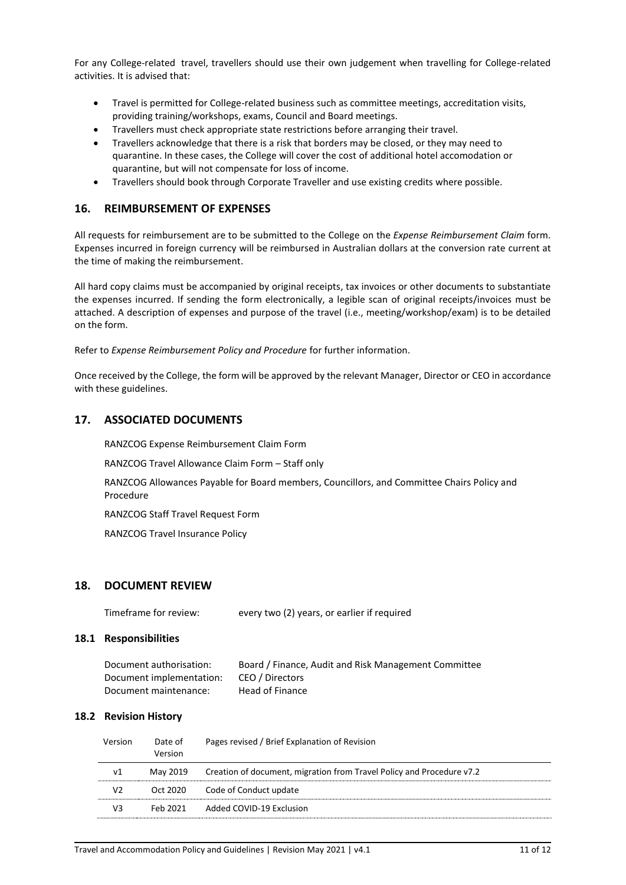For any College-related travel, travellers should use their own judgement when travelling for College-related activities. It is advised that:

- Travel is permitted for College-related business such as committee meetings, accreditation visits, providing training/workshops, exams, Council and Board meetings.
- Travellers must check appropriate state restrictions before arranging their travel.
- Travellers acknowledge that there is a risk that borders may be closed, or they may need to quarantine. In these cases, the College will cover the cost of additional hotel accomodation or quarantine, but will not compensate for loss of income.
- Travellers should book through Corporate Traveller and use existing credits where possible.

## 16. REIMBURSEMENT OF EXPENSES

All requests for reimbursement are to be submitted to the College on the *Expense Reimbursement Claim* form. Expenses incurred in foreign currency will be reimbursed in Australian dollars at the conversion rate current at the time of making the reimbursement.

All hard copy claims must be accompanied by original receipts, tax invoices or other documents to substantiate the expenses incurred. If sending the form electronically, a legible scan of original receipts/invoices must be attached. A description of expenses and purpose of the travel (i.e., meeting/workshop/exam) is to be detailed on the form.

Refer to *Expense Reimbursement Policy and Procedure* for further information.

Once received by the College, the form will be approved by the relevant Manager, Director or CEO in accordance with these guidelines.

## 17. ASSOCIATED DOCUMENTS

RANZCOG Expense Reimbursement Claim Form

RANZCOG Travel Allowance Claim Form – Staff only

RANZCOG Allowances Payable for Board members, Councillors, and Committee Chairs Policy and Procedure

RANZCOG Staff Travel Request Form

RANZCOG Travel Insurance Policy

## 18. DOCUMENT REVIEW

Timeframe for review: every two (2) years, or earlier if required

### 18.1 Responsibilities

Document authorisation: Board / Finance, Audit and Risk Management Committee
Document implementation: CEO / Directors
Document maintenance: Head of Finance

### 18.2 Revision History

| Version | Date of Version | Pages revised / Brief Explanation of Revision |
|---|---|---|
| v1 | May 2019 | Creation of document, migration from Travel Policy and Procedure v7.2 |
| V2 | Oct 2020 | Code of Conduct update |
| V3 | Feb 2021 | Added COVID-19 Exclusion |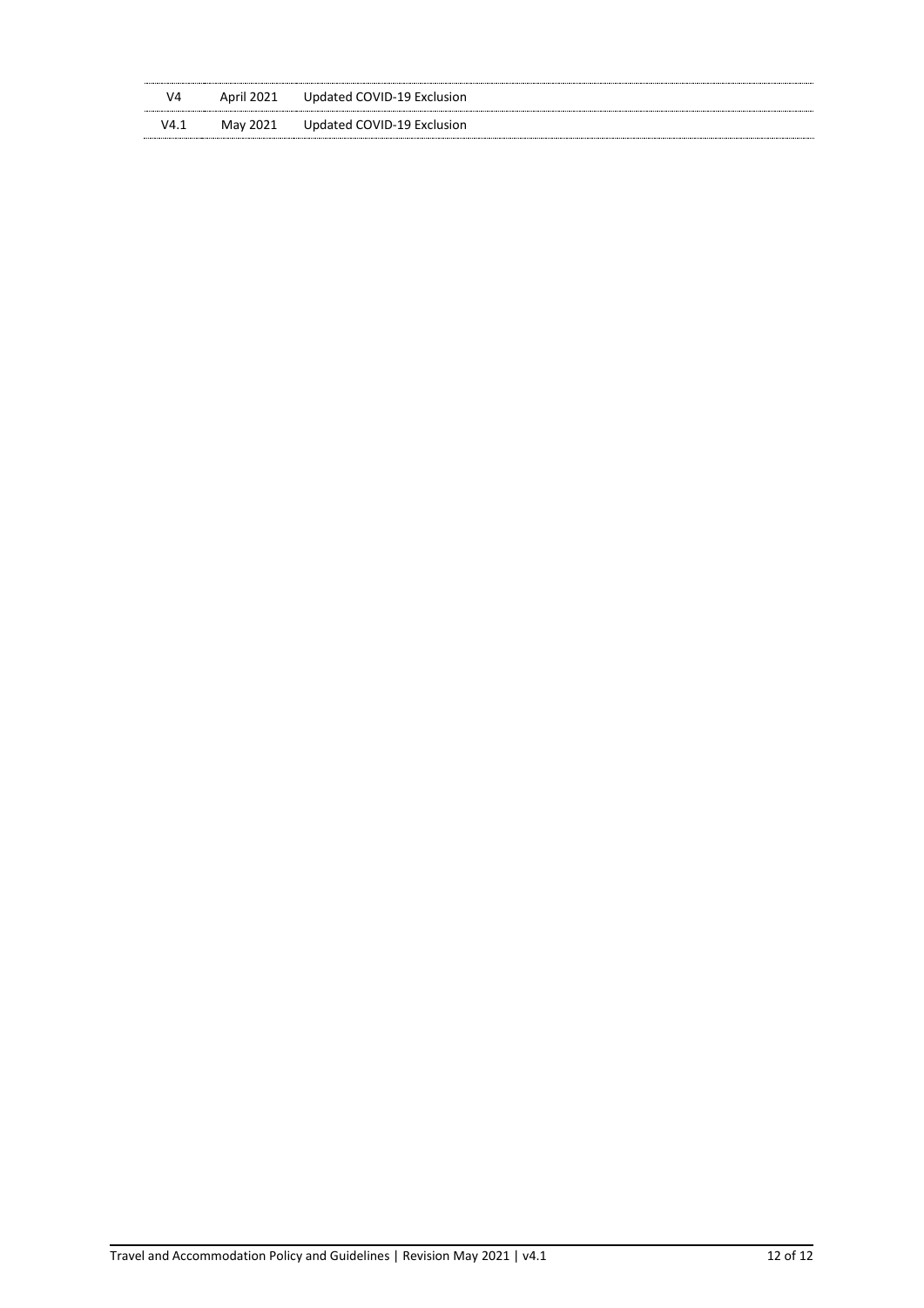| | | |
|---|---|---|
| V4 | April 2021 | Updated COVID-19 Exclusion |
| V4.1 | May 2021 | Updated COVID-19 Exclusion |